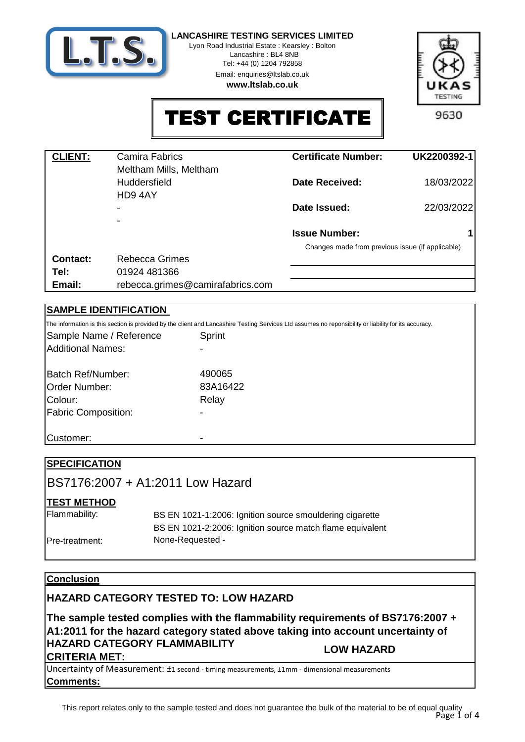**LANCASHIRE TESTING SERVICES LIMITED**
Lyon Road Industrial Estate : Kearsley : Bolton
Lancashire : BL4 8NB
Tel: +44 (0) 1204 792858
Email: enquiries@ltslab.co.uk
**www.ltslab.co.uk**

UKAS TESTING 9630

# TEST CERTIFICATE

| **CLIENT:** | Camira Fabrics | **Certificate Number:** | **UK2200392-1** |
|---|---|---|---|
| | Meltham Mills, Meltham | | |
| | Huddersfield | **Date Received:** | 18/03/2022 |
| | HD9 4AY | | |
| | - | **Date Issued:** | 22/03/2022 |
| | - | | |
| | | **Issue Number:** | **1** |
| | | Changes made from previous issue (if applicable) | |
| **Contact:** | Rebecca Grimes | | |
| **Tel:** | 01924 481366 | | |
| **Email:** | rebecca.grimes@camirafabrics.com | | |

## SAMPLE IDENTIFICATION

The information is this section is provided by the client and Lancashire Testing Services Ltd assumes no reponisbility or liability for its accuracy.

| | |
|---|---|
| Sample Name / Reference | Sprint |
| Additional Names: | - |
| Batch Ref/Number: | 490065 |
| Order Number: | 83A16422 |
| Colour: | Relay |
| Fabric Composition: | - |
| Customer: | - |

## SPECIFICATION

BS7176:2007 + A1:2011 Low Hazard

## TEST METHOD

| | |
|---|---|
| Flammability: | BS EN 1021-1:2006: Ignition source smouldering cigarette |
| | BS EN 1021-2:2006: Ignition source match flame equivalent |
| Pre-treatment: | None-Requested - |

## Conclusion

**HAZARD CATEGORY TESTED TO: LOW HAZARD**

**The sample tested complies with the flammability requirements of BS7176:2007 + A1:2011 for the hazard category stated above taking into account uncertainty of**

**HAZARD CATEGORY FLAMMABILITY CRITERIA MET:** **LOW HAZARD**

Uncertainty of Measurement: ±1 second - timing measurements, ±1mm - dimensional measurements

**Comments:**

This report relates only to the sample tested and does not guarantee the bulk of the material to be of equal quality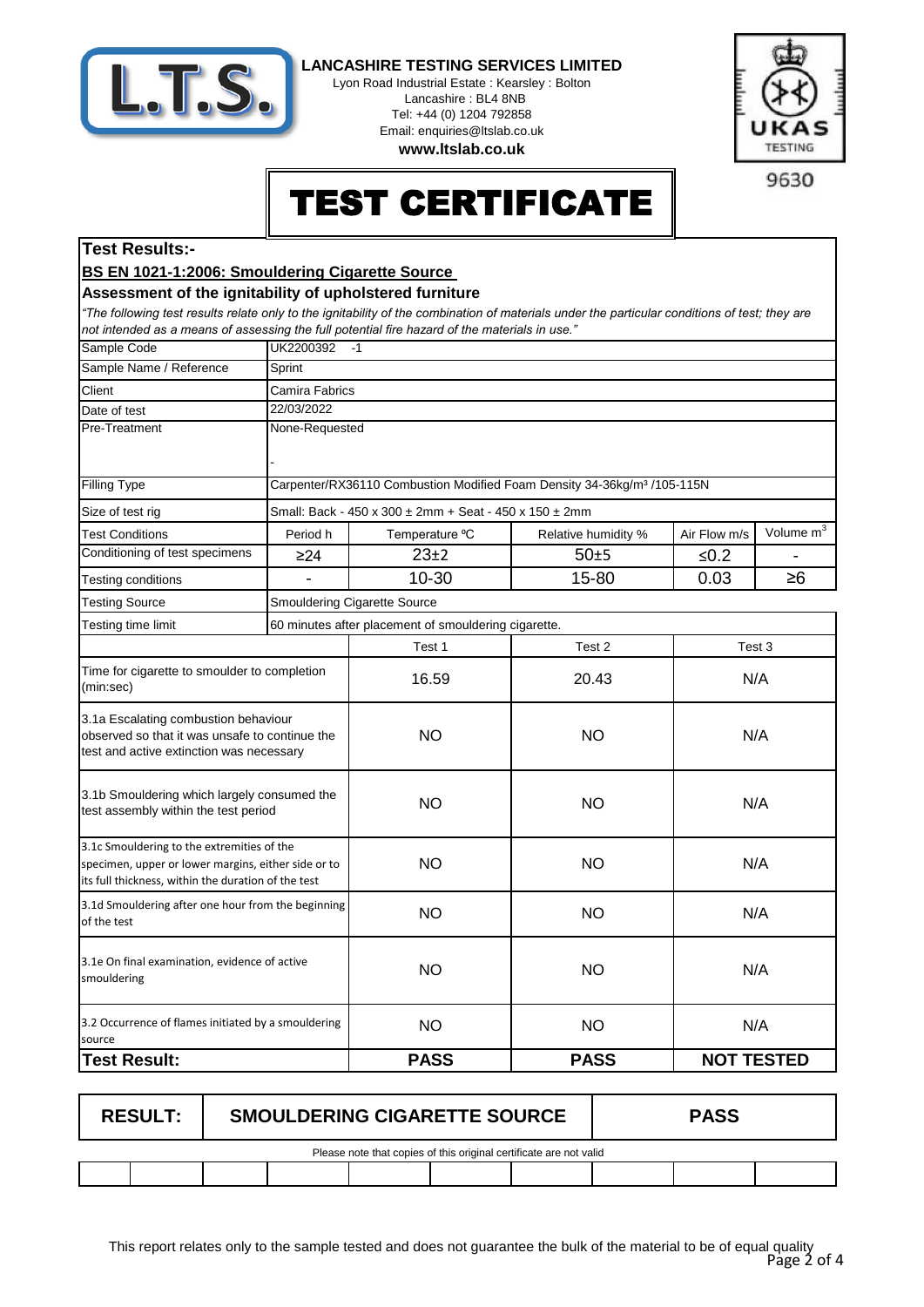**LANCASHIRE TESTING SERVICES LIMITED**
Lyon Road Industrial Estate : Kearsley : Bolton
Lancashire : BL4 8NB
Tel: +44 (0) 1204 792858
Email: enquiries@ltslab.co.uk
**www.ltslab.co.uk**

UKAS TESTING 9630

# TEST CERTIFICATE

## Test Results:-

**BS EN 1021-1:2006: Smouldering Cigarette Source**

**Assessment of the ignitability of upholstered furniture**

*"The following test results relate only to the ignitability of the combination of materials under the particular conditions of test; they are not intended as a means of assessing the full potential fire hazard of the materials in use."*

| | | | | | |
|---|---|---|---|---|---|
| Sample Code | UK2200392 -1 | | | | |
| Sample Name / Reference | Sprint | | | | |
| Client | Camira Fabrics | | | | |
| Date of test | 22/03/2022 | | | | |
| Pre-Treatment | None-Requested<br>- | | | | |
| Filling Type | Carpenter/RX36110 Combustion Modified Foam Density 34-36kg/m³ /105-115N | | | | |
| Size of test rig | Small: Back - 450 x 300 ± 2mm + Seat - 450 x 150 ± 2mm | | | | |
| Test Conditions | Period h | Temperature ºC | Relative humidity % | Air Flow m/s | Volume $m^3$ |
| Conditioning of test specimens | ≥24 | 23±2 | 50±5 | ≤0.2 | - |
| Testing conditions | - | 10-30 | 15-80 | 0.03 | ≥6 |
| Testing Source | Smouldering Cigarette Source | | | | |
| Testing time limit | 60 minutes after placement of smouldering cigarette. | | | | |

| | Test 1 | Test 2 | Test 3 |
|---|---|---|---|
| Time for cigarette to smoulder to completion (min:sec) | 16.59 | 20.43 | N/A |
| 3.1a Escalating combustion behaviour observed so that it was unsafe to continue the test and active extinction was necessary | NO | NO | N/A |
| 3.1b Smouldering which largely consumed the test assembly within the test period | NO | NO | N/A |
| 3.1c Smouldering to the extremities of the specimen, upper or lower margins, either side or to its full thickness, within the duration of the test | NO | NO | N/A |
| 3.1d Smouldering after one hour from the beginning of the test | NO | NO | N/A |
| 3.1e On final examination, evidence of active smouldering | NO | NO | N/A |
| 3.2 Occurrence of flames initiated by a smouldering source | NO | NO | N/A |
| **Test Result:** | **PASS** | **PASS** | **NOT TESTED** |

| **RESULT:** | **SMOULDERING CIGARETTE SOURCE** | **PASS** |
|---|---|---|

Please note that copies of this original certificate are not valid

This report relates only to the sample tested and does not guarantee the bulk of the material to be of equal quality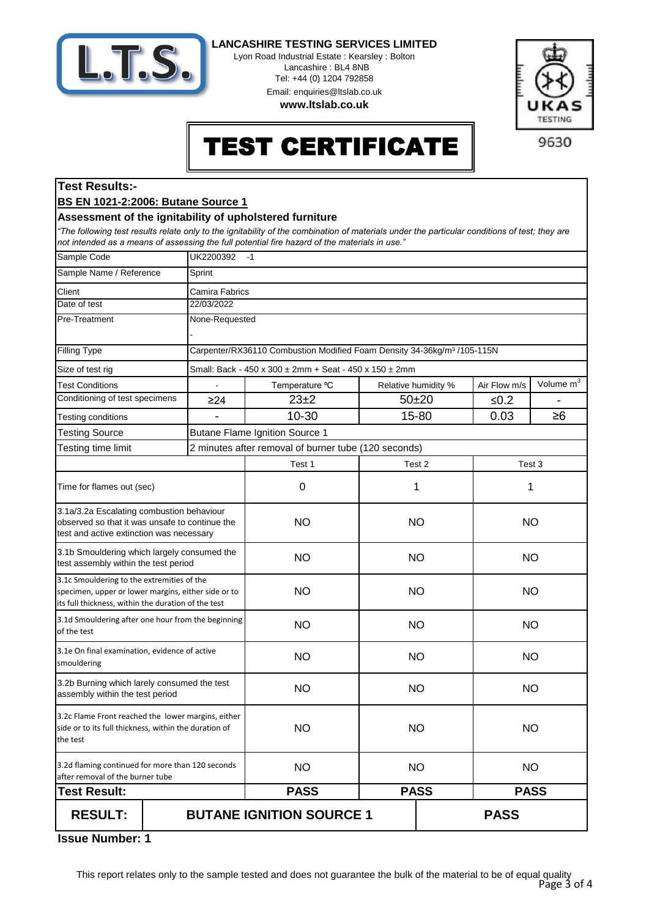**LANCASHIRE TESTING SERVICES LIMITED**
Lyon Road Industrial Estate : Kearsley : Bolton
Lancashire : BL4 8NB
Tel: +44 (0) 1204 792858
Email: enquiries@ltslab.co.uk
**www.ltslab.co.uk**

UKAS TESTING 9630

# TEST CERTIFICATE

## Test Results:-

### BS EN 1021-2:2006: Butane Source 1

### Assessment of the ignitability of upholstered furniture

*"The following test results relate only to the ignitability of the combination of materials under the particular conditions of test; they are not intended as a means of assessing the full potential fire hazard of the materials in use."*

| Sample Code | UK2200392 -1 | | | | |
|---|---|---|---|---|---|
| Sample Name / Reference | Sprint | | | | |
| Client | Camira Fabrics | | | | |
| Date of test | 22/03/2022 | | | | |
| Pre-Treatment | None-Requested<br>- | | | | |
| Filling Type | Carpenter/RX36110 Combustion Modified Foam Density 34-36kg/m³ /105-115N | | | | |
| Size of test rig | Small: Back - 450 x 300 ± 2mm + Seat - 450 x 150 ± 2mm | | | | |
| Test Conditions | - | Temperature ºC | Relative humidity % | Air Flow m/s | Volume $m^3$ |
| Conditioning of test specimens | ≥24 | 23±2 | 50±20 | ≤0.2 | - |
| Testing conditions | - | 10-30 | 15-80 | 0.03 | ≥6 |
| Testing Source | Butane Flame Ignition Source 1 | | | | |
| Testing time limit | 2 minutes after removal of burner tube (120 seconds) | | | | |

| | Test 1 | Test 2 | Test 3 |
|---|---|---|---|
| Time for flames out (sec) | 0 | 1 | 1 |
| 3.1a/3.2a Escalating combustion behaviour observed so that it was unsafe to continue the test and active extinction was necessary | NO | NO | NO |
| 3.1b Smouldering which largely consumed the test assembly within the test period | NO | NO | NO |
| 3.1c Smouldering to the extremities of the specimen, upper or lower margins, either side or to its full thickness, within the duration of the test | NO | NO | NO |
| 3.1d Smouldering after one hour from the beginning of the test | NO | NO | NO |
| 3.1e On final examination, evidence of active smouldering | NO | NO | NO |
| 3.2b Burning which larely consumed the test assembly within the test period | NO | NO | NO |
| 3.2c Flame Front reached the lower margins, either side or to its full thickness, within the duration of the test | NO | NO | NO |
| 3.2d flaming continued for more than 120 seconds after removal of the burner tube | NO | NO | NO |
| **Test Result:** | **PASS** | **PASS** | **PASS** |

| **RESULT:** | **BUTANE IGNITION SOURCE 1** | **PASS** |
|---|---|---|

**Issue Number: 1**

This report relates only to the sample tested and does not guarantee the bulk of the material to be of equal quality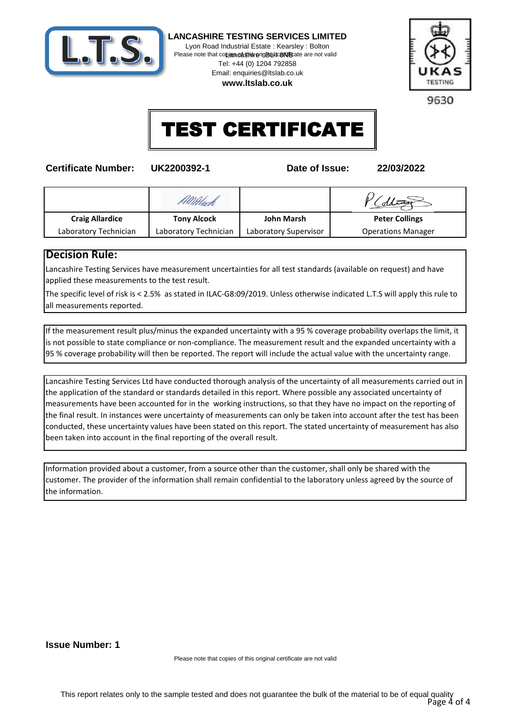**LANCASHIRE TESTING SERVICES LIMITED**
Lyon Road Industrial Estate : Kearsley : Bolton
Lancashire : BL4 8NB
Tel: +44 (0) 1204 792858
Email: enquiries@ltslab.co.uk
**www.ltslab.co.uk**

9630

# TEST CERTIFICATE

**Certificate Number:** **UK2200392-1** **Date of Issue:** **22/03/2022**

| | | | |
|---|---|---|---|
| | AMAlcock | | P Collings |
| **Craig Allardice** | **Tony Alcock** | **John Marsh** | **Peter Collings** |
| Laboratory Technician | Laboratory Technician | Laboratory Supervisor | Operations Manager |

## Decision Rule:

Lancashire Testing Services have measurement uncertainties for all test standards (available on request) and have applied these measurements to the test result.

The specific level of risk is < 2.5% as stated in ILAC-G8:09/2019. Unless otherwise indicated L.T.S will apply this rule to all measurements reported.

If the measurement result plus/minus the expanded uncertainty with a 95 % coverage probability overlaps the limit, it is not possible to state compliance or non-compliance. The measurement result and the expanded uncertainty with a 95 % coverage probability will then be reported. The report will include the actual value with the uncertainty range.

Lancashire Testing Services Ltd have conducted thorough analysis of the uncertainty of all measurements carried out in the application of the standard or standards detailed in this report. Where possible any associated uncertainty of measurements have been accounted for in the working instructions, so that they have no impact on the reporting of the final result. In instances were uncertainty of measurements can only be taken into account after the test has been conducted, these uncertainty values have been stated on this report. The stated uncertainty of measurement has also been taken into account in the final reporting of the overall result.

Information provided about a customer, from a source other than the customer, shall only be shared with the customer. The provider of the information shall remain confidential to the laboratory unless agreed by the source of the information.

**Issue Number: 1**

Please note that copies of this original certificate are not valid

This report relates only to the sample tested and does not guarantee the bulk of the material to be of equal quality